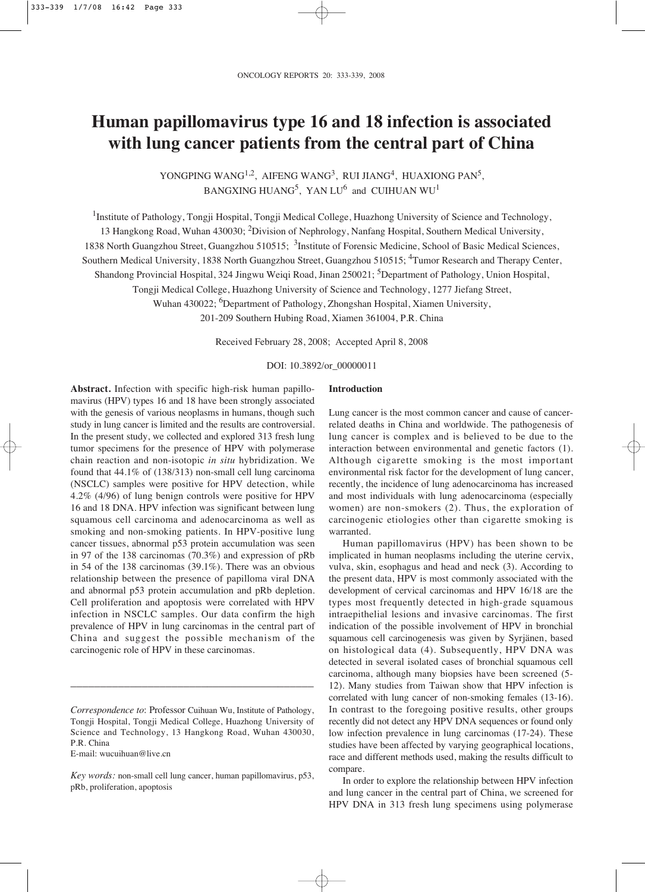# Human papillomavirus type 16 and 18 infection is associated with lung cancer patients from the central part of China

YONGPING WANG[1,2], AIFENG WANG[3], RUI JIANG[4], HUAXIONG PAN[5], BANGXING HUANG[5], YAN LU[6] and CUIHUAN WU[1]

[1]Institute of Pathology, Tongji Hospital, Tongji Medical College, Huazhong University of Science and Technology, 13 Hangkong Road, Wuhan 430030; [2]Division of Nephrology, Nanfang Hospital, Southern Medical University, 1838 North Guangzhou Street, Guangzhou 510515; [3]Institute of Forensic Medicine, School of Basic Medical Sciences, Southern Medical University, 1838 North Guangzhou Street, Guangzhou 510515; [4]Tumor Research and Therapy Center, Shandong Provincial Hospital, 324 Jingwu Weiqi Road, Jinan 250021; [5]Department of Pathology, Union Hospital, Tongji Medical College, Huazhong University of Science and Technology, 1277 Jiefang Street, Wuhan 430022; [6]Department of Pathology, Zhongshan Hospital, Xiamen University, 201-209 Southern Hubing Road, Xiamen 361004, P.R. China

Received February 28, 2008; Accepted April 8, 2008

DOI: 10.3892/or_00000011

**Abstract.** Infection with specific high-risk human papillomavirus (HPV) types 16 and 18 have been strongly associated with the genesis of various neoplasms in humans, though such study in lung cancer is limited and the results are controversial. In the present study, we collected and explored 313 fresh lung tumor specimens for the presence of HPV with polymerase chain reaction and non-isotopic *in situ* hybridization. We found that 44.1% of (138/313) non-small cell lung carcinoma (NSCLC) samples were positive for HPV detection, while 4.2% (4/96) of lung benign controls were positive for HPV 16 and 18 DNA. HPV infection was significant between lung squamous cell carcinoma and adenocarcinoma as well as smoking and non-smoking patients. In HPV-positive lung cancer tissues, abnormal p53 protein accumulation was seen in 97 of the 138 carcinomas (70.3%) and expression of pRb in 54 of the 138 carcinomas (39.1%). There was an obvious relationship between the presence of papilloma viral DNA and abnormal p53 protein accumulation and pRb depletion. Cell proliferation and apoptosis were correlated with HPV infection in NSCLC samples. Our data confirm the high prevalence of HPV in lung carcinomas in the central part of China and suggest the possible mechanism of the carcinogenic role of HPV in these carcinomas.

---

*Correspondence to*: Professor Cuihuan Wu, Institute of Pathology, Tongji Hospital, Tongji Medical College, Huazhong University of Science and Technology, 13 Hangkong Road, Wuhan 430030, P.R. China
E-mail: wucuihuan@live.cn

*Key words:* non-small cell lung cancer, human papillomavirus, p53, pRb, proliferation, apoptosis

## Introduction

Lung cancer is the most common cancer and cause of cancer-related deaths in China and worldwide. The pathogenesis of lung cancer is complex and is believed to be due to the interaction between environmental and genetic factors (1). Although cigarette smoking is the most important environmental risk factor for the development of lung cancer, recently, the incidence of lung adenocarcinoma has increased and most individuals with lung adenocarcinoma (especially women) are non-smokers (2). Thus, the exploration of carcinogenic etiologies other than cigarette smoking is warranted.

Human papillomavirus (HPV) has been shown to be implicated in human neoplasms including the uterine cervix, vulva, skin, esophagus and head and neck (3). According to the present data, HPV is most commonly associated with the development of cervical carcinomas and HPV 16/18 are the types most frequently detected in high-grade squamous intraepithelial lesions and invasive carcinomas. The first indication of the possible involvement of HPV in bronchial squamous cell carcinogenesis was given by Syrjänen, based on histological data (4). Subsequently, HPV DNA was detected in several isolated cases of bronchial squamous cell carcinoma, although many biopsies have been screened (5-12). Many studies from Taiwan show that HPV infection is correlated with lung cancer of non-smoking females (13-16). In contrast to the foregoing positive results, other groups recently did not detect any HPV DNA sequences or found only low infection prevalence in lung carcinomas (17-24). These studies have been affected by varying geographical locations, race and different methods used, making the results difficult to compare.

In order to explore the relationship between HPV infection and lung cancer in the central part of China, we screened for HPV DNA in 313 fresh lung specimens using polymerase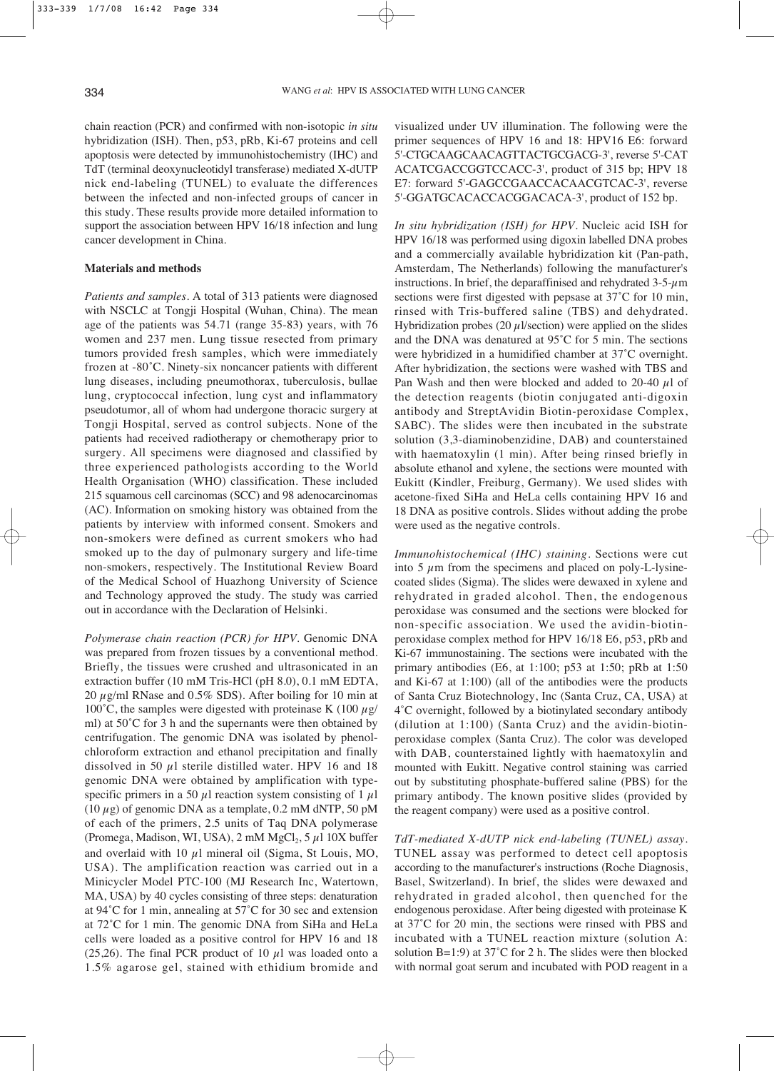chain reaction (PCR) and confirmed with non-isotopic *in situ* hybridization (ISH). Then, p53, pRb, Ki-67 proteins and cell apoptosis were detected by immunohistochemistry (IHC) and TdT (terminal deoxynucleotidyl transferase) mediated X-dUTP nick end-labeling (TUNEL) to evaluate the differences between the infected and non-infected groups of cancer in this study. These results provide more detailed information to support the association between HPV 16/18 infection and lung cancer development in China.

## Materials and methods

*Patients and samples.* A total of 313 patients were diagnosed with NSCLC at Tongji Hospital (Wuhan, China). The mean age of the patients was 54.71 (range 35-83) years, with 76 women and 237 men. Lung tissue resected from primary tumors provided fresh samples, which were immediately frozen at -80˚C. Ninety-six noncancer patients with different lung diseases, including pneumothorax, tuberculosis, bullae lung, cryptococcal infection, lung cyst and inflammatory pseudotumor, all of whom had undergone thoracic surgery at Tongji Hospital, served as control subjects. None of the patients had received radiotherapy or chemotherapy prior to surgery. All specimens were diagnosed and classified by three experienced pathologists according to the World Health Organisation (WHO) classification. These included 215 squamous cell carcinomas (SCC) and 98 adenocarcinomas (AC). Information on smoking history was obtained from the patients by interview with informed consent. Smokers and non-smokers were defined as current smokers who had smoked up to the day of pulmonary surgery and life-time non-smokers, respectively. The Institutional Review Board of the Medical School of Huazhong University of Science and Technology approved the study. The study was carried out in accordance with the Declaration of Helsinki.

*Polymerase chain reaction (PCR) for HPV.* Genomic DNA was prepared from frozen tissues by a conventional method. Briefly, the tissues were crushed and ultrasonicated in an extraction buffer (10 mM Tris-HCl (pH 8.0), 0.1 mM EDTA, 20 $\mu$g/ml RNase and 0.5% SDS). After boiling for 10 min at 100˚C, the samples were digested with proteinase K (100 $\mu$g/ml) at 50˚C for 3 h and the supernatants were then obtained by centrifugation. The genomic DNA was isolated by phenol-chloroform extraction and ethanol precipitation and finally dissolved in 50 $\mu$l sterile distilled water. HPV 16 and 18 genomic DNA were obtained by amplification with type-specific primers in a 50 $\mu$l reaction system consisting of 1 $\mu$l (10 $\mu$g) of genomic DNA as a template, 0.2 mM dNTP, 50 pM of each of the primers, 2.5 units of Taq DNA polymerase (Promega, Madison, WI, USA), 2 mM $MgCl_2$, 5 $\mu$l 10X buffer and overlaid with 10 $\mu$l mineral oil (Sigma, St Louis, MO, USA). The amplification reaction was carried out in a Minicycler Model PTC-100 (MJ Research Inc, Watertown, MA, USA) by 40 cycles consisting of three steps: denaturation at 94˚C for 1 min, annealing at 57˚C for 30 sec and extension at 72˚C for 1 min. The genomic DNA from SiHa and HeLa cells were loaded as a positive control for HPV 16 and 18 (25,26). The final PCR product of 10 $\mu$l was loaded onto a 1.5% agarose gel, stained with ethidium bromide and visualized under UV illumination. The following were the primer sequences of HPV 16 and 18: HPV16 E6: forward 5'-CTGCAAGCAACAGTTACTGCGACG-3', reverse 5'-CATACATCGACCGGTCCACC-3', product of 315 bp; HPV 18 E7: forward 5'-GAGCCGAACCACAACGTCAC-3', reverse 5'-GGATGCACACCACGGACACA-3', product of 152 bp.

*In situ hybridization (ISH) for HPV.* Nucleic acid ISH for HPV 16/18 was performed using digoxin labelled DNA probes and a commercially available hybridization kit (Pan-path, Amsterdam, The Netherlands) following the manufacturer's instructions. In brief, the deparaffinised and rehydrated 3-5-$\mu$m sections were first digested with pepsase at 37˚C for 10 min, rinsed with Tris-buffered saline (TBS) and dehydrated. Hybridization probes (20 $\mu$l/section) were applied on the slides and the DNA was denatured at 95˚C for 5 min. The sections were hybridized in a humidified chamber at 37˚C overnight. After hybridization, the sections were washed with TBS and Pan Wash and then were blocked and added to 20-40 $\mu$l of the detection reagents (biotin conjugated anti-digoxin antibody and StreptAvidin Biotin-peroxidase Complex, SABC). The slides were then incubated in the substrate solution (3,3-diaminobenzidine, DAB) and counterstained with haematoxylin (1 min). After being rinsed briefly in absolute ethanol and xylene, the sections were mounted with Eukitt (Kindler, Freiburg, Germany). We used slides with acetone-fixed SiHa and HeLa cells containing HPV 16 and 18 DNA as positive controls. Slides without adding the probe were used as the negative controls.

*Immunohistochemical (IHC) staining.* Sections were cut into 5 $\mu$m from the specimens and placed on poly-L-lysine-coated slides (Sigma). The slides were dewaxed in xylene and rehydrated in graded alcohol. Then, the endogenous peroxidase was consumed and the sections were blocked for non-specific association. We used the avidin-biotin-peroxidase complex method for HPV 16/18 E6, p53, pRb and Ki-67 immunostaining. The sections were incubated with the primary antibodies (E6, at 1:100; p53 at 1:50; pRb at 1:50 and Ki-67 at 1:100) (all of the antibodies were the products of Santa Cruz Biotechnology, Inc (Santa Cruz, CA, USA) at 4˚C overnight, followed by a biotinylated secondary antibody (dilution at 1:100) (Santa Cruz) and the avidin-biotin-peroxidase complex (Santa Cruz). The color was developed with DAB, counterstained lightly with haematoxylin and mounted with Eukitt. Negative control staining was carried out by substituting phosphate-buffered saline (PBS) for the primary antibody. The known positive slides (provided by the reagent company) were used as a positive control.

*TdT-mediated X-dUTP nick end-labeling (TUNEL) assay.* TUNEL assay was performed to detect cell apoptosis according to the manufacturer's instructions (Roche Diagnosis, Basel, Switzerland). In brief, the slides were dewaxed and rehydrated in graded alcohol, then quenched for the endogenous peroxidase. After being digested with proteinase K at 37˚C for 20 min, the sections were rinsed with PBS and incubated with a TUNEL reaction mixture (solution A: solution B=1:9) at 37˚C for 2 h. The slides were then blocked with normal goat serum and incubated with POD reagent in a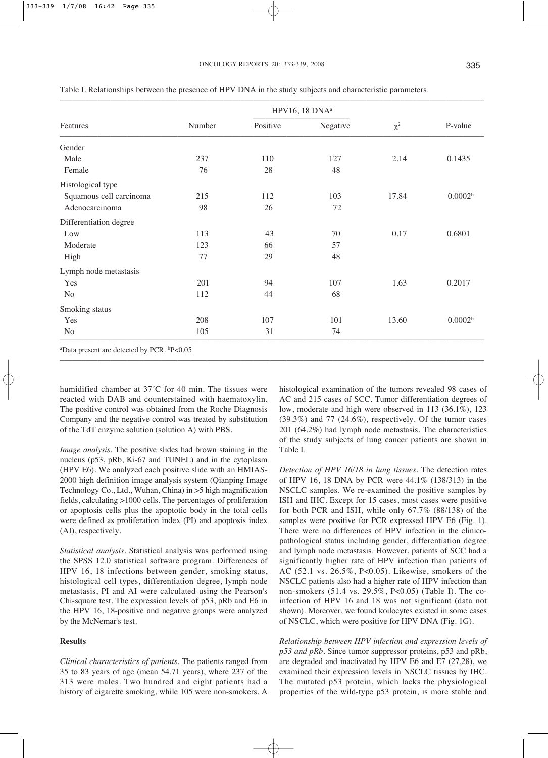Table I. Relationships between the presence of HPV DNA in the study subjects and characteristic parameters.

| Features | Number | HPV16, 18 DNA[a] | | $\chi^2$ | P-value |
|---|---|---|---|---|---|
| | | Positive | Negative | | |
| Gender | | | | | |
| Male | 237 | 110 | 127 | 2.14 | 0.1435 |
| Female | 76 | 28 | 48 | | |
| Histological type | | | | | |
| Squamous cell carcinoma | 215 | 112 | 103 | 17.84 | 0.0002[b] |
| Adenocarcinoma | 98 | 26 | 72 | | |
| Differentiation degree | | | | | |
| Low | 113 | 43 | 70 | 0.17 | 0.6801 |
| Moderate | 123 | 66 | 57 | | |
| High | 77 | 29 | 48 | | |
| Lymph node metastasis | | | | | |
| Yes | 201 | 94 | 107 | 1.63 | 0.2017 |
| No | 112 | 44 | 68 | | |
| Smoking status | | | | | |
| Yes | 208 | 107 | 101 | 13.60 | 0.0002[b] |
| No | 105 | 31 | 74 | | |

[a]Data present are detected by PCR. [b]P<0.05.

humidified chamber at 37˚C for 40 min. The tissues were reacted with DAB and counterstained with haematoxylin. The positive control was obtained from the Roche Diagnosis Company and the negative control was treated by substitution of the TdT enzyme solution (solution A) with PBS.

*Image analysis*. The positive slides had brown staining in the nucleus (p53, pRb, Ki-67 and TUNEL) and in the cytoplasm (HPV E6). We analyzed each positive slide with an HMIAS-2000 high definition image analysis system (Qianping Image Technology Co., Ltd., Wuhan, China) in >5 high magnification fields, calculating >1000 cells. The percentages of proliferation or apoptosis cells plus the apoptotic body in the total cells were defined as proliferation index (PI) and apoptosis index (AI), respectively.

*Statistical analysis*. Statistical analysis was performed using the SPSS 12.0 statistical software program. Differences of HPV 16, 18 infections between gender, smoking status, histological cell types, differentiation degree, lymph node metastasis, PI and AI were calculated using the Pearson's Chi-square test. The expression levels of p53, pRb and E6 in the HPV 16, 18-positive and negative groups were analyzed by the McNemar's test.

## Results

*Clinical characteristics of patients*. The patients ranged from 35 to 83 years of age (mean 54.71 years), where 237 of the 313 were males. Two hundred and eight patients had a history of cigarette smoking, while 105 were non-smokers. A histological examination of the tumors revealed 98 cases of AC and 215 cases of SCC. Tumor differentiation degrees of low, moderate and high were observed in 113 (36.1%), 123 (39.3%) and 77 (24.6%), respectively. Of the tumor cases 201 (64.2%) had lymph node metastasis. The characteristics of the study subjects of lung cancer patients are shown in Table I.

*Detection of HPV 16/18 in lung tissues*. The detection rates of HPV 16, 18 DNA by PCR were 44.1% (138/313) in the NSCLC samples. We re-examined the positive samples by ISH and IHC. Except for 15 cases, most cases were positive for both PCR and ISH, while only 67.7% (88/138) of the samples were positive for PCR expressed HPV E6 (Fig. 1). There were no differences of HPV infection in the clinico-pathological status including gender, differentiation degree and lymph node metastasis. However, patients of SCC had a significantly higher rate of HPV infection than patients of AC (52.1 vs. 26.5%, P<0.05). Likewise, smokers of the NSCLC patients also had a higher rate of HPV infection than non-smokers (51.4 vs. 29.5%, P<0.05) (Table I). The co-infection of HPV 16 and 18 was not significant (data not shown). Moreover, we found koilocytes existed in some cases of NSCLC, which were positive for HPV DNA (Fig. 1G).

*Relationship between HPV infection and expression levels of p53 and pRb*. Since tumor suppressor proteins, p53 and pRb, are degraded and inactivated by HPV E6 and E7 (27,28), we examined their expression levels in NSCLC tissues by IHC. The mutated p53 protein, which lacks the physiological properties of the wild-type p53 protein, is more stable and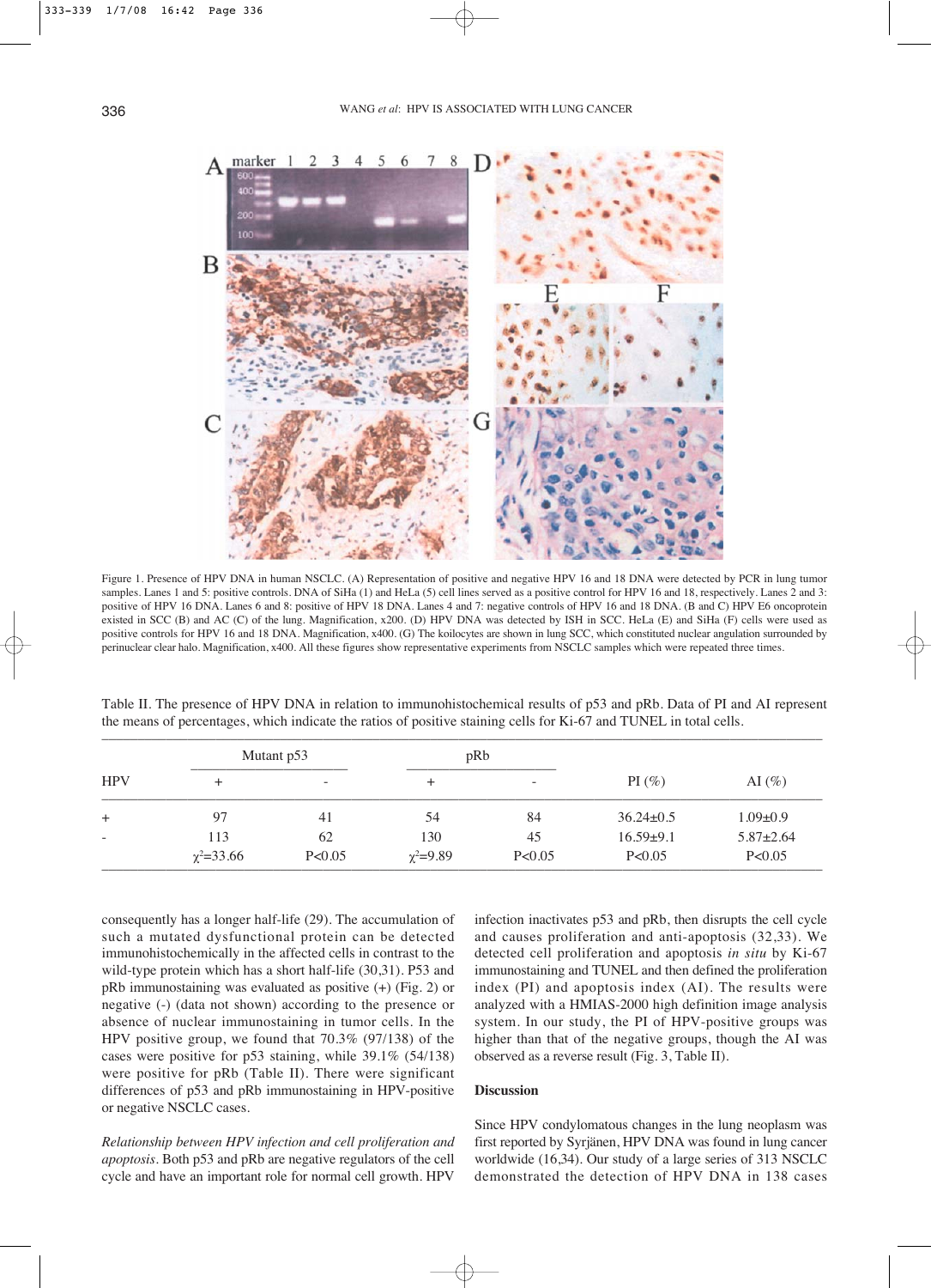Figure 1. Presence of HPV DNA in human NSCLC. (A) Representation of positive and negative HPV 16 and 18 DNA were detected by PCR in lung tumor samples. Lanes 1 and 5: positive controls. DNA of SiHa (1) and HeLa (5) cell lines served as a positive control for HPV 16 and 18, respectively. Lanes 2 and 3: positive of HPV 16 DNA. Lanes 6 and 8: positive of HPV 18 DNA. Lanes 4 and 7: negative controls of HPV 16 and 18 DNA. (B and C) HPV E6 oncoprotein existed in SCC (B) and AC (C) of the lung. Magnification, x200. (D) HPV DNA was detected by ISH in SCC. HeLa (E) and SiHa (F) cells were used as positive controls for HPV 16 and 18 DNA. Magnification, x400. (G) The koilocytes are shown in lung SCC, which constituted nuclear angulation surrounded by perinuclear clear halo. Magnification, x400. All these figures show representative experiments from NSCLC samples which were repeated three times.

Table II. The presence of HPV DNA in relation to immunohistochemical results of p53 and pRb. Data of PI and AI represent the means of percentages, which indicate the ratios of positive staining cells for Ki-67 and TUNEL in total cells.

| HPV | Mutant p53 | | pRb | | PI (%) | AI (%) |
|---|---|---|---|---|---|---|
| | + | - | + | - | | |
| + | 97 | 41 | 54 | 84 | 36.24±0.5 | 1.09±0.9 |
| - | 113 | 62 | 130 | 45 | 16.59±9.1 | 5.87±2.64 |
| | $\chi^2$=33.66 | P<0.05 | $\chi^2$=9.89 | P<0.05 | P<0.05 | P<0.05 |

consequently has a longer half-life (29). The accumulation of such a mutated dysfunctional protein can be detected immunohistochemically in the affected cells in contrast to the wild-type protein which has a short half-life (30,31). P53 and pRb immunostaining was evaluated as positive (+) (Fig. 2) or negative (-) (data not shown) according to the presence or absence of nuclear immunostaining in tumor cells. In the HPV positive group, we found that 70.3% (97/138) of the cases were positive for p53 staining, while 39.1% (54/138) were positive for pRb (Table II). There were significant differences of p53 and pRb immunostaining in HPV-positive or negative NSCLC cases.

*Relationship between HPV infection and cell proliferation and apoptosis.* Both p53 and pRb are negative regulators of the cell cycle and have an important role for normal cell growth. HPV infection inactivates p53 and pRb, then disrupts the cell cycle and causes proliferation and anti-apoptosis (32,33). We detected cell proliferation and apoptosis *in situ* by Ki-67 immunostaining and TUNEL and then defined the proliferation index (PI) and apoptosis index (AI). The results were analyzed with a HMIAS-2000 high definition image analysis system. In our study, the PI of HPV-positive groups was higher than that of the negative groups, though the AI was observed as a reverse result (Fig. 3, Table II).

## Discussion

Since HPV condylomatous changes in the lung neoplasm was first reported by Syrjänen, HPV DNA was found in lung cancer worldwide (16,34). Our study of a large series of 313 NSCLC demonstrated the detection of HPV DNA in 138 cases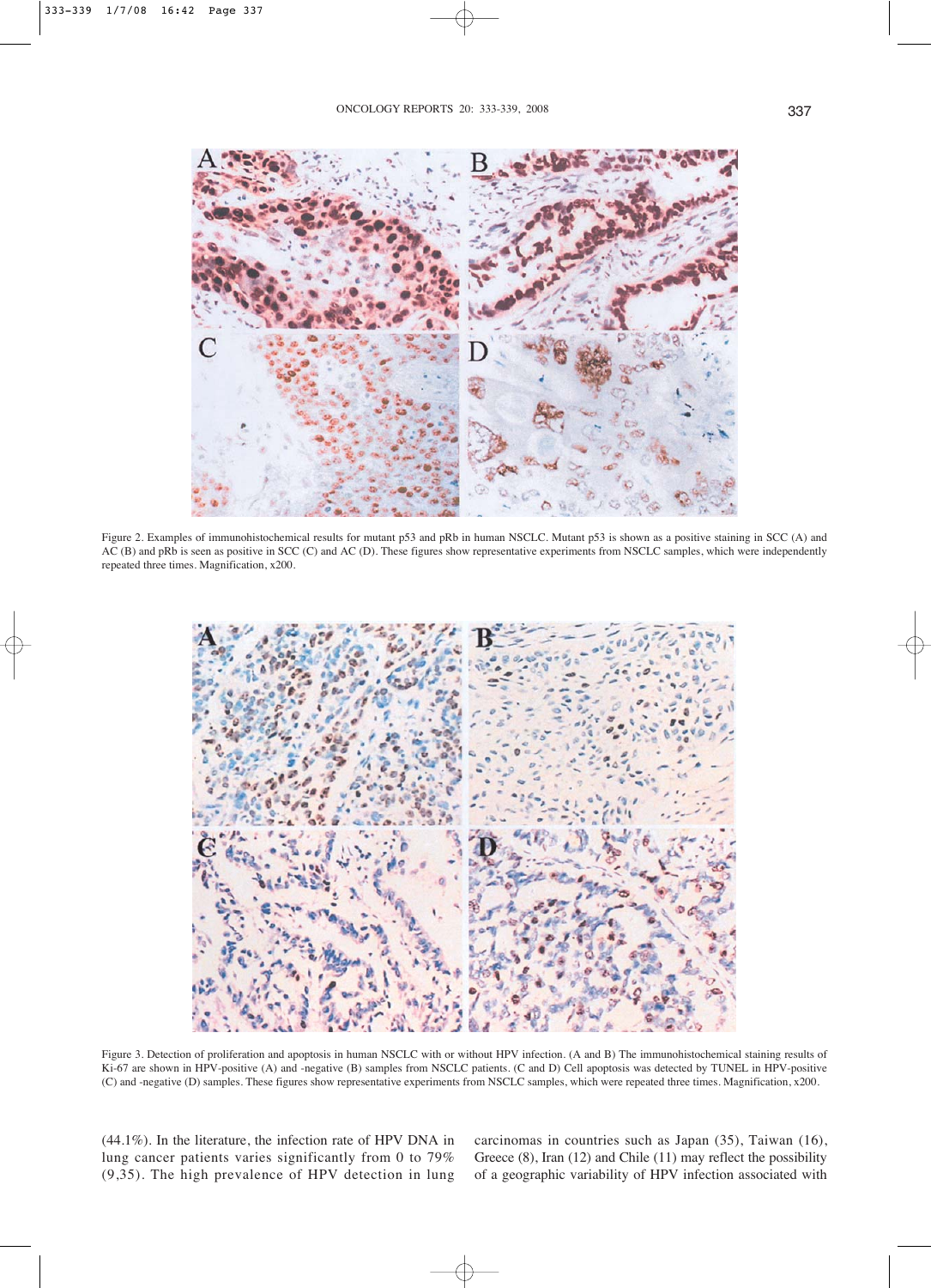Figure 2. Examples of immunohistochemical results for mutant p53 and pRb in human NSCLC. Mutant p53 is shown as a positive staining in SCC (A) and AC (B) and pRb is seen as positive in SCC (C) and AC (D). These figures show representative experiments from NSCLC samples, which were independently repeated three times. Magnification, x200.

Figure 3. Detection of proliferation and apoptosis in human NSCLC with or without HPV infection. (A and B) The immunohistochemical staining results of Ki-67 are shown in HPV-positive (A) and -negative (B) samples from NSCLC patients. (C and D) Cell apoptosis was detected by TUNEL in HPV-positive (C) and -negative (D) samples. These figures show representative experiments from NSCLC samples, which were repeated three times. Magnification, x200.

(44.1%). In the literature, the infection rate of HPV DNA in lung cancer patients varies significantly from 0 to 79% (9,35). The high prevalence of HPV detection in lung carcinomas in countries such as Japan (35), Taiwan (16), Greece (8), Iran (12) and Chile (11) may reflect the possibility of a geographic variability of HPV infection associated with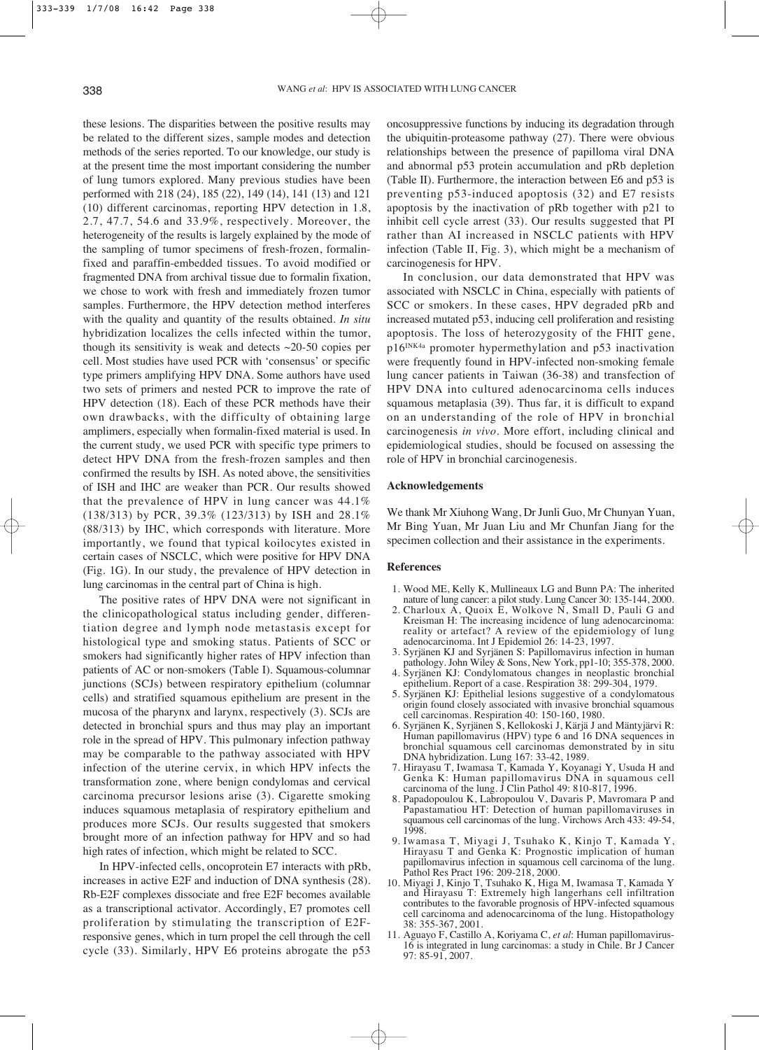these lesions. The disparities between the positive results may be related to the different sizes, sample modes and detection methods of the series reported. To our knowledge, our study is at the present time the most important considering the number of lung tumors explored. Many previous studies have been performed with 218 (24), 185 (22), 149 (14), 141 (13) and 121 (10) different carcinomas, reporting HPV detection in 1.8, 2.7, 47.7, 54.6 and 33.9%, respectively. Moreover, the heterogeneity of the results is largely explained by the mode of the sampling of tumor specimens of fresh-frozen, formalin-fixed and paraffin-embedded tissues. To avoid modified or fragmented DNA from archival tissue due to formalin fixation, we chose to work with fresh and immediately frozen tumor samples. Furthermore, the HPV detection method interferes with the quality and quantity of the results obtained. *In situ* hybridization localizes the cells infected within the tumor, though its sensitivity is weak and detects ~20-50 copies per cell. Most studies have used PCR with 'consensus' or specific type primers amplifying HPV DNA. Some authors have used two sets of primers and nested PCR to improve the rate of HPV detection (18). Each of these PCR methods have their own drawbacks, with the difficulty of obtaining large amplimers, especially when formalin-fixed material is used. In the current study, we used PCR with specific type primers to detect HPV DNA from the fresh-frozen samples and then confirmed the results by ISH. As noted above, the sensitivities of ISH and IHC are weaker than PCR. Our results showed that the prevalence of HPV in lung cancer was 44.1% (138/313) by PCR, 39.3% (123/313) by ISH and 28.1% (88/313) by IHC, which corresponds with literature. More importantly, we found that typical koilocytes existed in certain cases of NSCLC, which were positive for HPV DNA (Fig. 1G). In our study, the prevalence of HPV detection in lung carcinomas in the central part of China is high.

The positive rates of HPV DNA were not significant in the clinicopathological status including gender, differentiation degree and lymph node metastasis except for histological type and smoking status. Patients of SCC or smokers had significantly higher rates of HPV infection than patients of AC or non-smokers (Table I). Squamous-columnar junctions (SCJs) between respiratory epithelium (columnar cells) and stratified squamous epithelium are present in the mucosa of the pharynx and larynx, respectively (3). SCJs are detected in bronchial spurs and thus may play an important role in the spread of HPV. This pulmonary infection pathway may be comparable to the pathway associated with HPV infection of the uterine cervix, in which HPV infects the transformation zone, where benign condylomas and cervical carcinoma precursor lesions arise (3). Cigarette smoking induces squamous metaplasia of respiratory epithelium and produces more SCJs. Our results suggested that smokers brought more of an infection pathway for HPV and so had high rates of infection, which might be related to SCC.

In HPV-infected cells, oncoprotein E7 interacts with pRb, increases in active E2F and induction of DNA synthesis (28). Rb-E2F complexes dissociate and free E2F becomes available as a transcriptional activator. Accordingly, E7 promotes cell proliferation by stimulating the transcription of E2F-responsive genes, which in turn propel the cell through the cell cycle (33). Similarly, HPV E6 proteins abrogate the p53 oncosuppressive functions by inducing its degradation through the ubiquitin-proteasome pathway (27). There were obvious relationships between the presence of papilloma viral DNA and abnormal p53 protein accumulation and pRb depletion (Table II). Furthermore, the interaction between E6 and p53 is preventing p53-induced apoptosis (32) and E7 resists apoptosis by the inactivation of pRb together with p21 to inhibit cell cycle arrest (33). Our results suggested that PI rather than AI increased in NSCLC patients with HPV infection (Table II, Fig. 3), which might be a mechanism of carcinogenesis for HPV.

In conclusion, our data demonstrated that HPV was associated with NSCLC in China, especially with patients of SCC or smokers. In these cases, HPV degraded pRb and increased mutated p53, inducing cell proliferation and resisting apoptosis. The loss of heterozygosity of the FHIT gene, p16[INK4a] promoter hypermethylation and p53 inactivation were frequently found in HPV-infected non-smoking female lung cancer patients in Taiwan (36-38) and transfection of HPV DNA into cultured adenocarcinoma cells induces squamous metaplasia (39). Thus far, it is difficult to expand on an understanding of the role of HPV in bronchial carcinogenesis *in vivo*. More effort, including clinical and epidemiological studies, should be focused on assessing the role of HPV in bronchial carcinogenesis.

## Acknowledgements

We thank Mr Xiuhong Wang, Dr Junli Guo, Mr Chunyan Yuan, Mr Bing Yuan, Mr Juan Liu and Mr Chunfan Jiang for the specimen collection and their assistance in the experiments.

## References

1. Wood ME, Kelly K, Mullineaux LG and Bunn PA: The inherited nature of lung cancer: a pilot study. Lung Cancer 30: 135-144, 2000.
2. Charloux A, Quoix E, Wolkove N, Small D, Pauli G and Kreisman H: The increasing incidence of lung adenocarcinoma: reality or artefact? A review of the epidemiology of lung adenocarcinoma. Int J Epidemiol 26: 14-23, 1997.
3. Syrjänen KJ and Syrjänen S: Papillomavirus infection in human pathology. John Wiley & Sons, New York, pp1-10; 355-378, 2000.
4. Syrjänen KJ: Condylomatous changes in neoplastic bronchial epithelium. Report of a case. Respiration 38: 299-304, 1979.
5. Syrjänen KJ: Epithelial lesions suggestive of a condylomatous origin found closely associated with invasive bronchial squamous cell carcinomas. Respiration 40: 150-160, 1980.
6. Syrjänen K, Syrjänen S, Kellokoski J, Kärjä J and Mäntyjärvi R: Human papillomavirus (HPV) type 6 and 16 DNA sequences in bronchial squamous cell carcinomas demonstrated by in situ DNA hybridization. Lung 167: 33-42, 1989.
7. Hirayasu T, Iwamasa T, Kamada Y, Koyanagi Y, Usuda H and Genka K: Human papillomavirus DNA in squamous cell carcinoma of the lung. J Clin Pathol 49: 810-817, 1996.
8. Papadopoulou K, Labropoulou V, Davaris P, Mavromara P and Papastamatiou HT: Detection of human papillomaviruses in squamous cell carcinomas of the lung. Virchows Arch 433: 49-54, 1998.
9. Iwamasa T, Miyagi J, Tsuhako K, Kinjo T, Kamada Y, Hirayasu T and Genka K: Prognostic implication of human papillomavirus infection in squamous cell carcinoma of the lung. Pathol Res Pract 196: 209-218, 2000.
10. Miyagi J, Kinjo T, Tsuhako K, Higa M, Iwamasa T, Kamada Y and Hirayasu T: Extremely high langerhans cell infiltration contributes to the favorable prognosis of HPV-infected squamous cell carcinoma and adenocarcinoma of the lung. Histopathology 38: 355-367, 2001.
11. Aguayo F, Castillo A, Koriyama C, *et al*: Human papillomavirus-16 is integrated in lung carcinomas: a study in Chile. Br J Cancer 97: 85-91, 2007.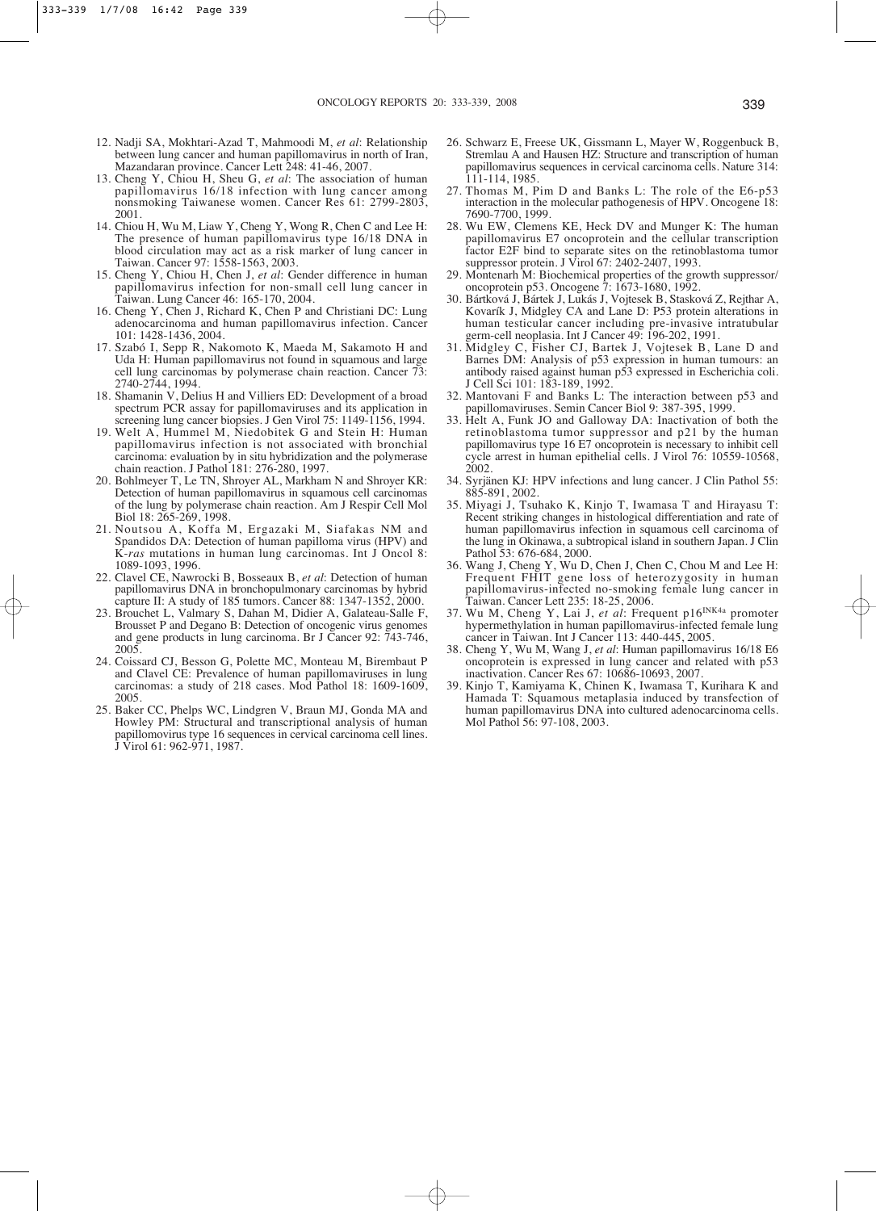12. Nadji SA, Mokhtari-Azad T, Mahmoodi M, *et al*: Relationship between lung cancer and human papillomavirus in north of Iran, Mazandaran province. Cancer Lett 248: 41-46, 2007.
13. Cheng Y, Chiou H, Sheu G, *et al*: The association of human papillomavirus 16/18 infection with lung cancer among nonsmoking Taiwanese women. Cancer Res 61: 2799-2803, 2001.
14. Chiou H, Wu M, Liaw Y, Cheng Y, Wong R, Chen C and Lee H: The presence of human papillomavirus type 16/18 DNA in blood circulation may act as a risk marker of lung cancer in Taiwan. Cancer 97: 1558-1563, 2003.
15. Cheng Y, Chiou H, Chen J, *et al*: Gender difference in human papillomavirus infection for non-small cell lung cancer in Taiwan. Lung Cancer 46: 165-170, 2004.
16. Cheng Y, Chen J, Richard K, Chen P and Christiani DC: Lung adenocarcinoma and human papillomavirus infection. Cancer 101: 1428-1436, 2004.
17. Szabó I, Sepp R, Nakomoto K, Maeda M, Sakamoto H and Uda H: Human papillomavirus not found in squamous and large cell lung carcinomas by polymerase chain reaction. Cancer 73: 2740-2744, 1994.
18. Shamanin V, Delius H and Villiers ED: Development of a broad spectrum PCR assay for papillomaviruses and its application in screening lung cancer biopsies. J Gen Virol 75: 1149-1156, 1994.
19. Welt A, Hummel M, Niedobitek G and Stein H: Human papillomavirus infection is not associated with bronchial carcinoma: evaluation by in situ hybridization and the polymerase chain reaction. J Pathol 181: 276-280, 1997.
20. Bohlmeyer T, Le TN, Shroyer AL, Markham N and Shroyer KR: Detection of human papillomavirus in squamous cell carcinomas of the lung by polymerase chain reaction. Am J Respir Cell Mol Biol 18: 265-269, 1998.
21. Noutsou A, Koffa M, Ergazaki M, Siafakas NM and Spandidos DA: Detection of human papilloma virus (HPV) and K-*ras* mutations in human lung carcinomas. Int J Oncol 8: 1089-1093, 1996.
22. Clavel CE, Nawrocki B, Bosseaux B, *et al*: Detection of human papillomavirus DNA in bronchopulmonary carcinomas by hybrid capture II: A study of 185 tumors. Cancer 88: 1347-1352, 2000.
23. Brouchet L, Valmary S, Dahan M, Didier A, Galateau-Salle F, Brousset P and Degano B: Detection of oncogenic virus genomes and gene products in lung carcinoma. Br J Cancer 92: 743-746, 2005.
24. Coissard CJ, Besson G, Polette MC, Monteau M, Birembaut P and Clavel CE: Prevalence of human papillomaviruses in lung carcinomas: a study of 218 cases. Mod Pathol 18: 1609-1609, 2005.
25. Baker CC, Phelps WC, Lindgren V, Braun MJ, Gonda MA and Howley PM: Structural and transcriptional analysis of human papillomovirus type 16 sequences in cervical carcinoma cell lines. J Virol 61: 962-971, 1987.
26. Schwarz E, Freese UK, Gissmann L, Mayer W, Roggenbuck B, Stremlau A and Hausen HZ: Structure and transcription of human papillomavirus sequences in cervical carcinoma cells. Nature 314: 111-114, 1985.
27. Thomas M, Pim D and Banks L: The role of the E6-p53 interaction in the molecular pathogenesis of HPV. Oncogene 18: 7690-7700, 1999.
28. Wu EW, Clemens KE, Heck DV and Munger K: The human papillomavirus E7 oncoprotein and the cellular transcription factor E2F bind to separate sites on the retinoblastoma tumor suppressor protein. J Virol 67: 2402-2407, 1993.
29. Montenarh M: Biochemical properties of the growth suppressor/ oncoprotein p53. Oncogene 7: 1673-1680, 1992.
30. Bártková J, Bártek J, Lukás J, Vojtesek B, Stasková Z, Rejthar A, Kovarík J, Midgley CA and Lane D: P53 protein alterations in human testicular cancer including pre-invasive intratubular germ-cell neoplasia. Int J Cancer 49: 196-202, 1991.
31. Midgley C, Fisher CJ, Bartek J, Vojtesek B, Lane D and Barnes DM: Analysis of p53 expression in human tumours: an antibody raised against human p53 expressed in Escherichia coli. J Cell Sci 101: 183-189, 1992.
32. Mantovani F and Banks L: The interaction between p53 and papillomaviruses. Semin Cancer Biol 9: 387-395, 1999.
33. Helt A, Funk JO and Galloway DA: Inactivation of both the retinoblastoma tumor suppressor and p21 by the human papillomavirus type 16 E7 oncoprotein is necessary to inhibit cell cycle arrest in human epithelial cells. J Virol 76: 10559-10568, 2002.
34. Syrjänen KJ: HPV infections and lung cancer. J Clin Pathol 55: 885-891, 2002.
35. Miyagi J, Tsuhako K, Kinjo T, Iwamasa T and Hirayasu T: Recent striking changes in histological differentiation and rate of human papillomavirus infection in squamous cell carcinoma of the lung in Okinawa, a subtropical island in southern Japan. J Clin Pathol 53: 676-684, 2000.
36. Wang J, Cheng Y, Wu D, Chen J, Chen C, Chou M and Lee H: Frequent FHIT gene loss of heterozygosity in human papillomavirus-infected no-smoking female lung cancer in Taiwan. Cancer Lett 235: 18-25, 2006.
37. Wu M, Cheng Y, Lai J, *et al*: Frequent p16[INK4a] promoter hypermethylation in human papillomavirus-infected female lung cancer in Taiwan. Int J Cancer 113: 440-445, 2005.
38. Cheng Y, Wu M, Wang J, *et al*: Human papillomavirus 16/18 E6 oncoprotein is expressed in lung cancer and related with p53 inactivation. Cancer Res 67: 10686-10693, 2007.
39. Kinjo T, Kamiyama K, Chinen K, Iwamasa T, Kurihara K and Hamada T: Squamous metaplasia induced by transfection of human papillomavirus DNA into cultured adenocarcinoma cells. Mol Pathol 56: 97-108, 2003.